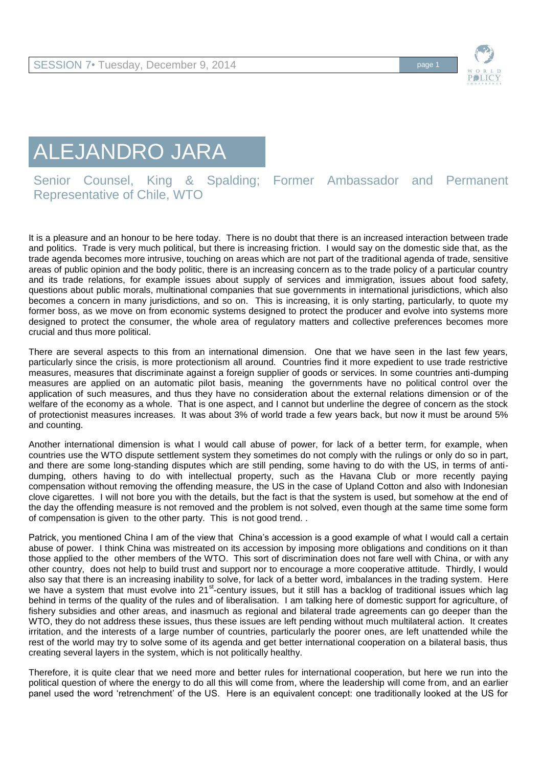# ALEJANDRO JARA

Senior Counsel, King & Spalding; Former Ambassador and Permanent Representative of Chile, WTO

It is a pleasure and an honour to be here today. There is no doubt that there is an increased interaction between trade and politics. Trade is very much political, but there is increasing friction. I would say on the domestic side that, as the trade agenda becomes more intrusive, touching on areas which are not part of the traditional agenda of trade, sensitive areas of public opinion and the body politic, there is an increasing concern as to the trade policy of a particular country and its trade relations, for example issues about supply of services and immigration, issues about food safety, questions about public morals, multinational companies that sue governments in international jurisdictions, which also becomes a concern in many jurisdictions, and so on. This is increasing, it is only starting, particularly, to quote my former boss, as we move on from economic systems designed to protect the producer and evolve into systems more designed to protect the consumer, the whole area of regulatory matters and collective preferences becomes more crucial and thus more political.

There are several aspects to this from an international dimension. One that we have seen in the last few years, particularly since the crisis, is more protectionism all around. Countries find it more expedient to use trade restrictive measures, measures that discriminate against a foreign supplier of goods or services. In some countries anti-dumping measures are applied on an automatic pilot basis, meaning the governments have no political control over the application of such measures, and thus they have no consideration about the external relations dimension or of the welfare of the economy as a whole. That is one aspect, and I cannot but underline the degree of concern as the stock of protectionist measures increases. It was about 3% of world trade a few years back, but now it must be around 5% and counting.

Another international dimension is what I would call abuse of power, for lack of a better term, for example, when countries use the WTO dispute settlement system they sometimes do not comply with the rulings or only do so in part, and there are some long-standing disputes which are still pending, some having to do with the US, in terms of anti-dumping, others having to do with intellectual property, such as the Havana Club or more recently paying compensation without removing the offending measure, the US in the case of Upland Cotton and also with Indonesian clove cigarettes. I will not bore you with the details, but the fact is that the system is used, but somehow at the end of the day the offending measure is not removed and the problem is not solved, even though at the same time some form of compensation is given to the other party. This is not good trend. .

Patrick, you mentioned China I am of the view that China's accession is a good example of what I would call a certain abuse of power. I think China was mistreated on its accession by imposing more obligations and conditions on it than those applied to the other members of the WTO. This sort of discrimination does not fare well with China, or with any other country, does not help to build trust and support nor to encourage a more cooperative attitude. Thirdly, I would also say that there is an increasing inability to solve, for lack of a better word, imbalances in the trading system. Here we have a system that must evolve into 21st-century issues, but it still has a backlog of traditional issues which lag behind in terms of the quality of the rules and of liberalisation. I am talking here of domestic support for agriculture, of fishery subsidies and other areas, and inasmuch as regional and bilateral trade agreements can go deeper than the WTO, they do not address these issues, thus these issues are left pending without much multilateral action. It creates irritation, and the interests of a large number of countries, particularly the poorer ones, are left unattended while the rest of the world may try to solve some of its agenda and get better international cooperation on a bilateral basis, thus creating several layers in the system, which is not politically healthy.

Therefore, it is quite clear that we need more and better rules for international cooperation, but here we run into the political question of where the energy to do all this will come from, where the leadership will come from, and an earlier panel used the word 'retrenchment' of the US. Here is an equivalent concept: one traditionally looked at the US for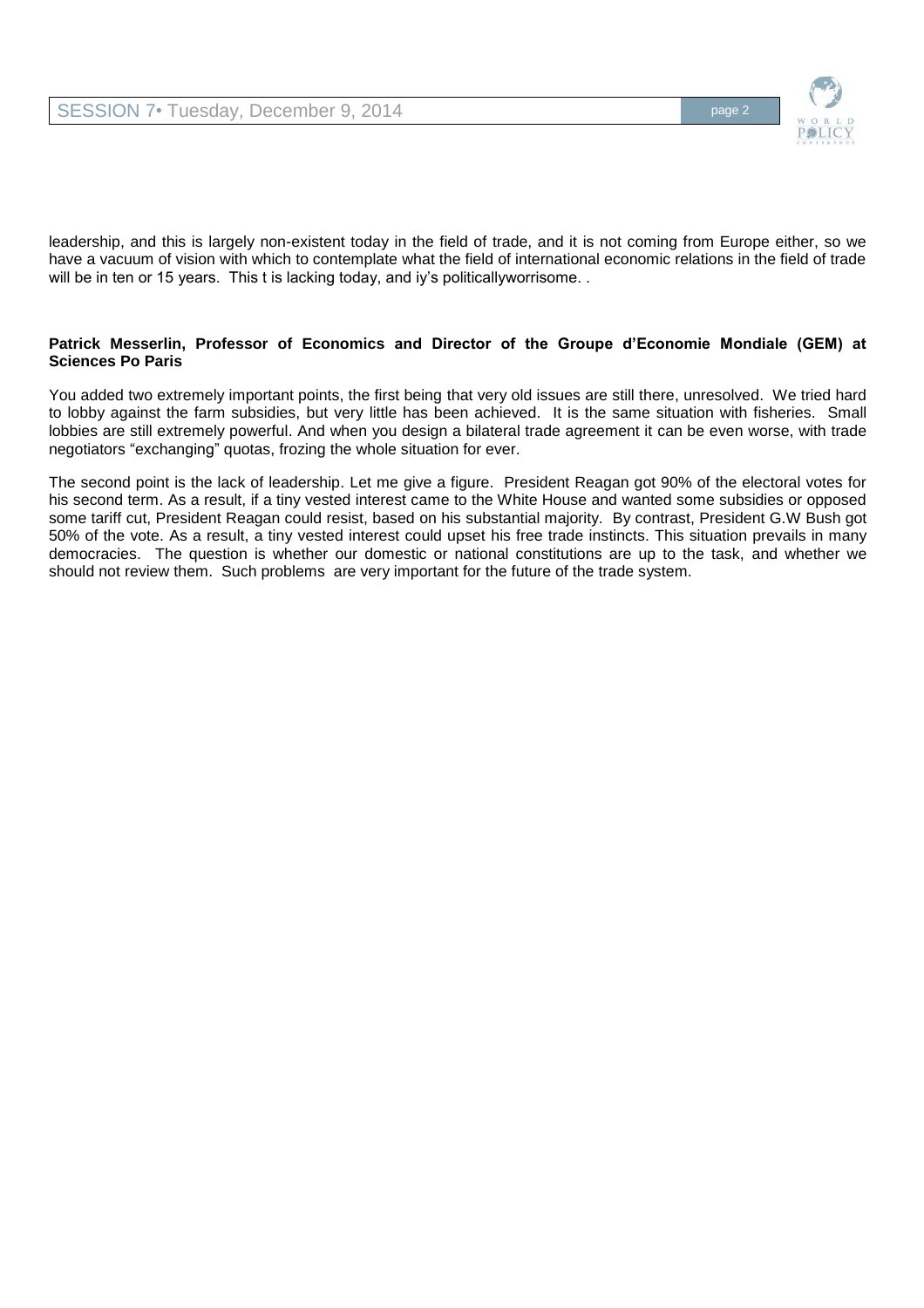leadership, and this is largely non-existent today in the field of trade, and it is not coming from Europe either, so we have a vacuum of vision with which to contemplate what the field of international economic relations in the field of trade will be in ten or 15 years. This t is lacking today, and iy's politicallyworrisome. .

**Patrick Messerlin, Professor of Economics and Director of the Groupe d'Economie Mondiale (GEM) at Sciences Po Paris**

You added two extremely important points, the first being that very old issues are still there, unresolved. We tried hard to lobby against the farm subsidies, but very little has been achieved. It is the same situation with fisheries. Small lobbies are still extremely powerful. And when you design a bilateral trade agreement it can be even worse, with trade negotiators "exchanging" quotas, frozing the whole situation for ever.

The second point is the lack of leadership. Let me give a figure. President Reagan got 90% of the electoral votes for his second term. As a result, if a tiny vested interest came to the White House and wanted some subsidies or opposed some tariff cut, President Reagan could resist, based on his substantial majority. By contrast, President G.W Bush got 50% of the vote. As a result, a tiny vested interest could upset his free trade instincts. This situation prevails in many democracies. The question is whether our domestic or national constitutions are up to the task, and whether we should not review them. Such problems are very important for the future of the trade system.